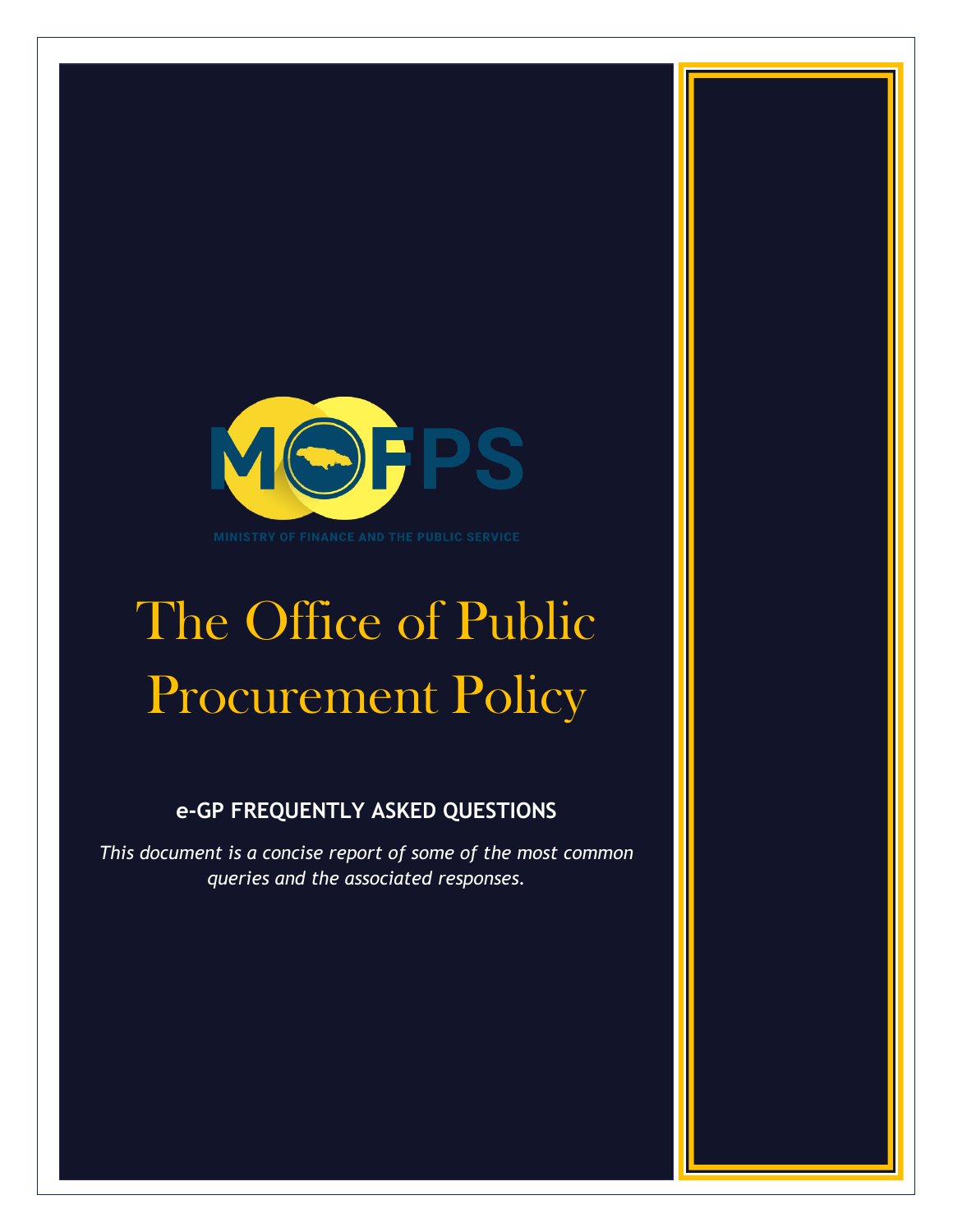MOFPS

MINISTRY OF FINANCE AND THE PUBLIC SERVICE

# The Office of Public Procurement Policy

## e-GP FREQUENTLY ASKED QUESTIONS

*This document is a concise report of some of the most common queries and the associated responses.*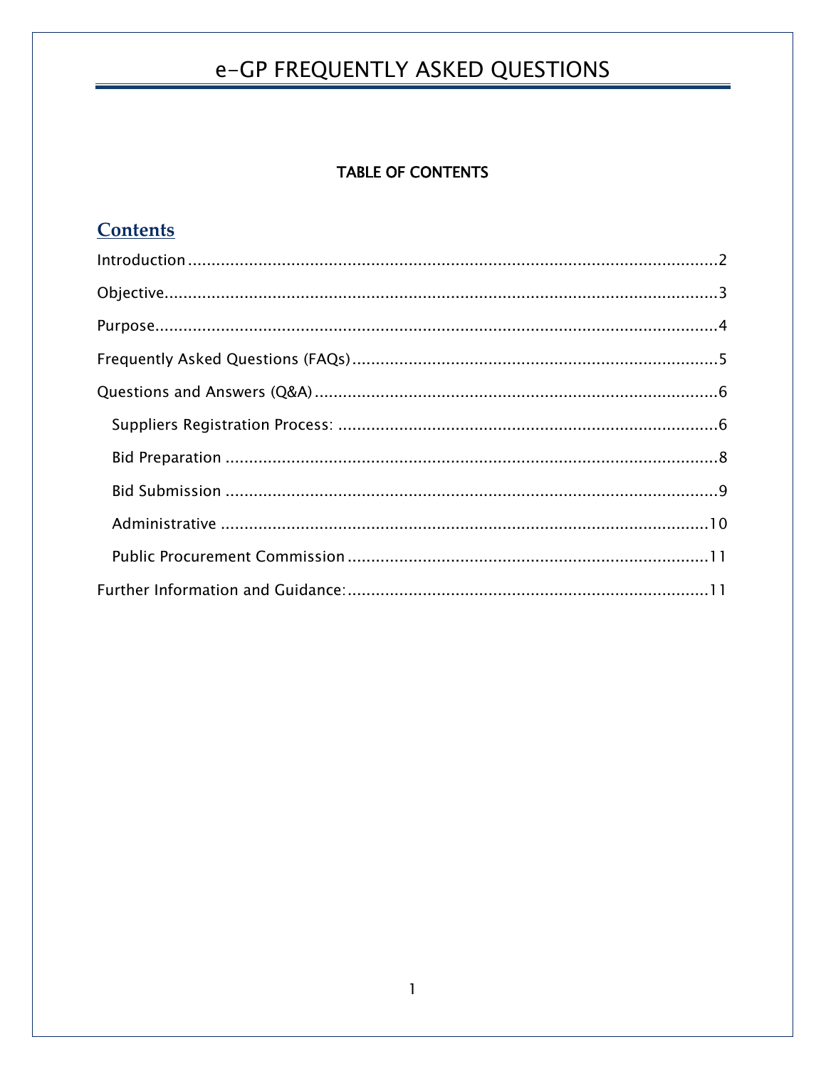# e-GP FREQUENTLY ASKED QUESTIONS

**TABLE OF CONTENTS**

## Contents

Introduction ........ 2

Objective ........ 3

Purpose ........ 4

Frequently Asked Questions (FAQs) ........ 5

Questions and Answers (Q&A) ........ 6

- Suppliers Registration Process: ........ 6
- Bid Preparation ........ 8
- Bid Submission ........ 9
- Administrative ........ 10
- Public Procurement Commission ........ 11

Further Information and Guidance: ........ 11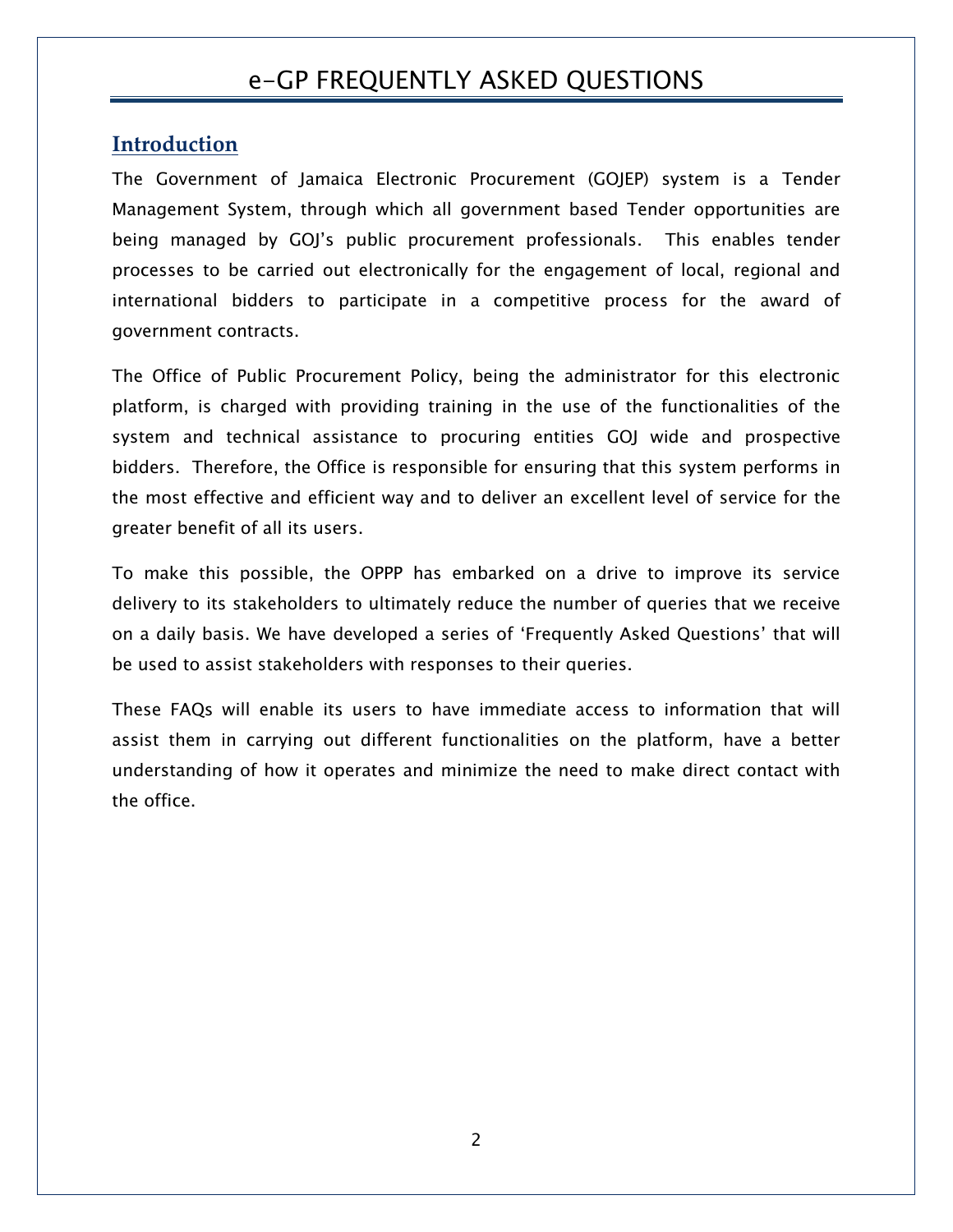# e-GP FREQUENTLY ASKED QUESTIONS

## Introduction

The Government of Jamaica Electronic Procurement (GOJEP) system is a Tender Management System, through which all government based Tender opportunities are being managed by GOJ's public procurement professionals. This enables tender processes to be carried out electronically for the engagement of local, regional and international bidders to participate in a competitive process for the award of government contracts.

The Office of Public Procurement Policy, being the administrator for this electronic platform, is charged with providing training in the use of the functionalities of the system and technical assistance to procuring entities GOJ wide and prospective bidders. Therefore, the Office is responsible for ensuring that this system performs in the most effective and efficient way and to deliver an excellent level of service for the greater benefit of all its users.

To make this possible, the OPPP has embarked on a drive to improve its service delivery to its stakeholders to ultimately reduce the number of queries that we receive on a daily basis. We have developed a series of 'Frequently Asked Questions' that will be used to assist stakeholders with responses to their queries.

These FAQs will enable its users to have immediate access to information that will assist them in carrying out different functionalities on the platform, have a better understanding of how it operates and minimize the need to make direct contact with the office.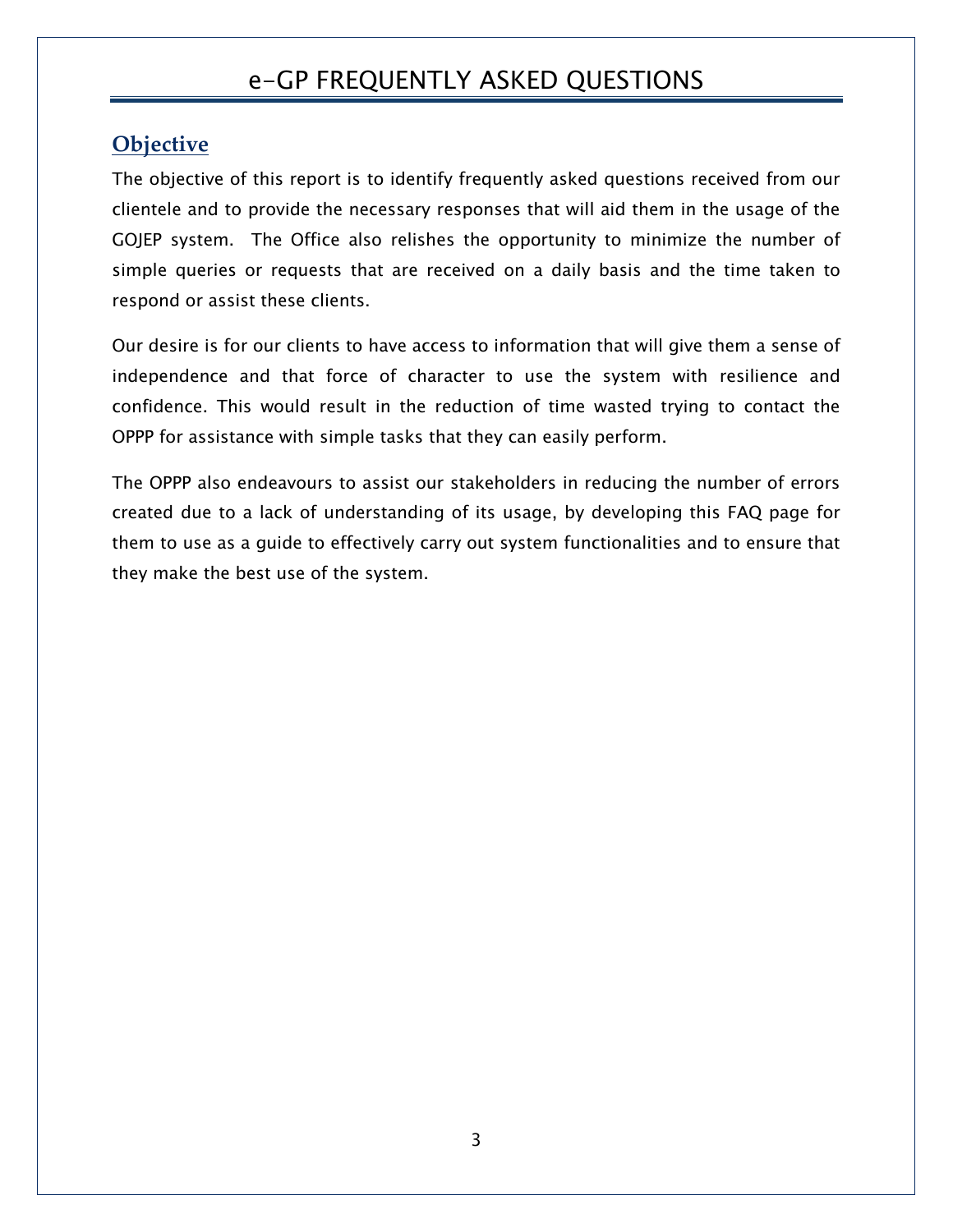# e-GP FREQUENTLY ASKED QUESTIONS

## Objective

The objective of this report is to identify frequently asked questions received from our clientele and to provide the necessary responses that will aid them in the usage of the GOJEP system. The Office also relishes the opportunity to minimize the number of simple queries or requests that are received on a daily basis and the time taken to respond or assist these clients.

Our desire is for our clients to have access to information that will give them a sense of independence and that force of character to use the system with resilience and confidence. This would result in the reduction of time wasted trying to contact the OPPP for assistance with simple tasks that they can easily perform.

The OPPP also endeavours to assist our stakeholders in reducing the number of errors created due to a lack of understanding of its usage, by developing this FAQ page for them to use as a guide to effectively carry out system functionalities and to ensure that they make the best use of the system.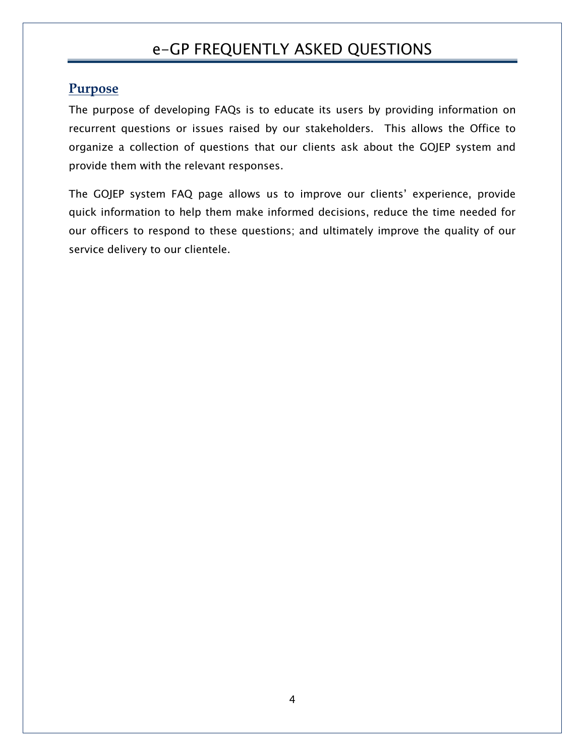# e-GP FREQUENTLY ASKED QUESTIONS

## Purpose

The purpose of developing FAQs is to educate its users by providing information on recurrent questions or issues raised by our stakeholders.  This allows the Office to organize a collection of questions that our clients ask about the GOJEP system and provide them with the relevant responses.

The GOJEP system FAQ page allows us to improve our clients' experience, provide quick information to help them make informed decisions, reduce the time needed for our officers to respond to these questions; and ultimately improve the quality of our service delivery to our clientele.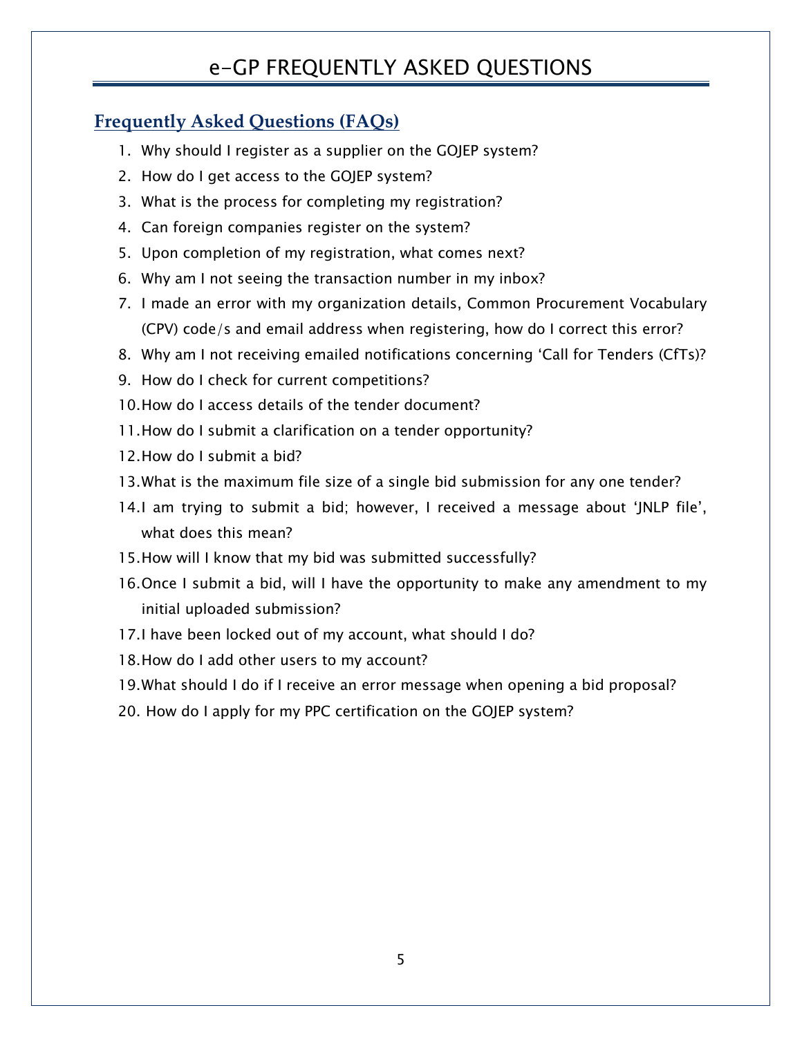# e-GP FREQUENTLY ASKED QUESTIONS

## Frequently Asked Questions (FAQs)

1. Why should I register as a supplier on the GOJEP system?
2. How do I get access to the GOJEP system?
3. What is the process for completing my registration?
4. Can foreign companies register on the system?
5. Upon completion of my registration, what comes next?
6. Why am I not seeing the transaction number in my inbox?
7. I made an error with my organization details, Common Procurement Vocabulary (CPV) code/s and email address when registering, how do I correct this error?
8. Why am I not receiving emailed notifications concerning 'Call for Tenders (CfTs)?
9. How do I check for current competitions?
10. How do I access details of the tender document?
11. How do I submit a clarification on a tender opportunity?
12. How do I submit a bid?
13. What is the maximum file size of a single bid submission for any one tender?
14. I am trying to submit a bid; however, I received a message about 'JNLP file', what does this mean?
15. How will I know that my bid was submitted successfully?
16. Once I submit a bid, will I have the opportunity to make any amendment to my initial uploaded submission?
17. I have been locked out of my account, what should I do?
18. How do I add other users to my account?
19. What should I do if I receive an error message when opening a bid proposal?
20. How do I apply for my PPC certification on the GOJEP system?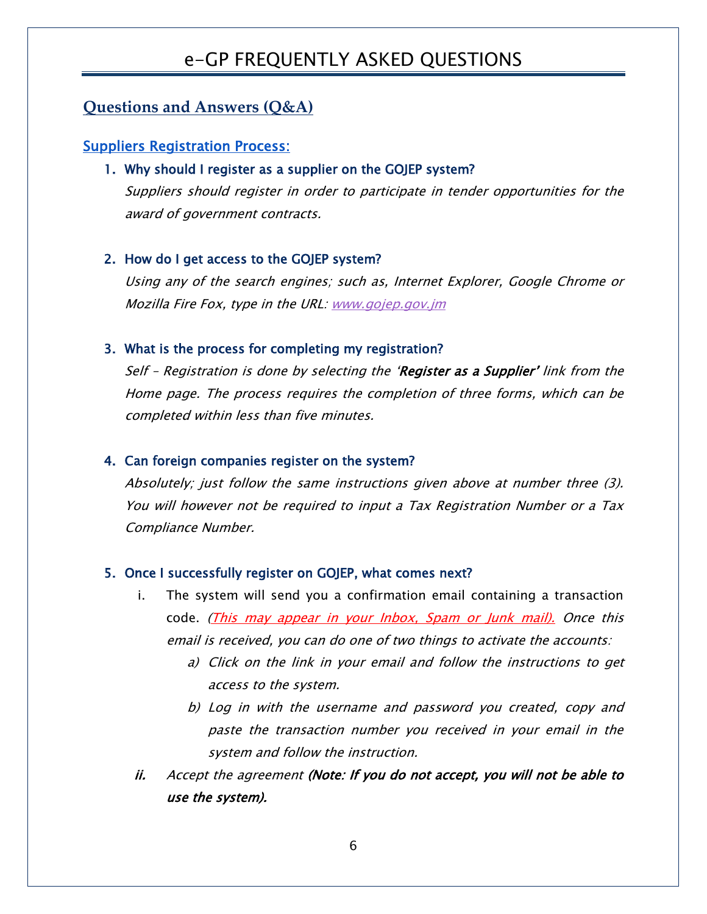# e-GP FREQUENTLY ASKED QUESTIONS

## Questions and Answers (Q&A)

### Suppliers Registration Process:

1. **Why should I register as a supplier on the GOJEP system?**

   *Suppliers should register in order to participate in tender opportunities for the award of government contracts.*

2. **How do I get access to the GOJEP system?**

   *Using any of the search engines; such as, Internet Explorer, Google Chrome or Mozilla Fire Fox, type in the URL: [www.gojep.gov.jm](www.gojep.gov.jm)*

3. **What is the process for completing my registration?**

   *Self – Registration is done by selecting the '**Register as a Supplier'** link from the Home page. The process requires the completion of three forms, which can be completed within less than five minutes.*

4. **Can foreign companies register on the system?**

   *Absolutely; just follow the same instructions given above at number three (3). You will however not be required to input a Tax Registration Number or a Tax Compliance Number.*

5. **Once I successfully register on GOJEP, what comes next?**

   i. The system will send you a confirmation email containing a transaction code. *(This may appear in your Inbox, Spam or Junk mail). Once this email is received, you can do one of two things to activate the accounts:*

      a) *Click on the link in your email and follow the instructions to get access to the system.*

      b) *Log in with the username and password you created, copy and paste the transaction number you received in your email in the system and follow the instruction.*

   ii. *Accept the agreement* ***(Note: If you do not accept, you will not be able to use the system).***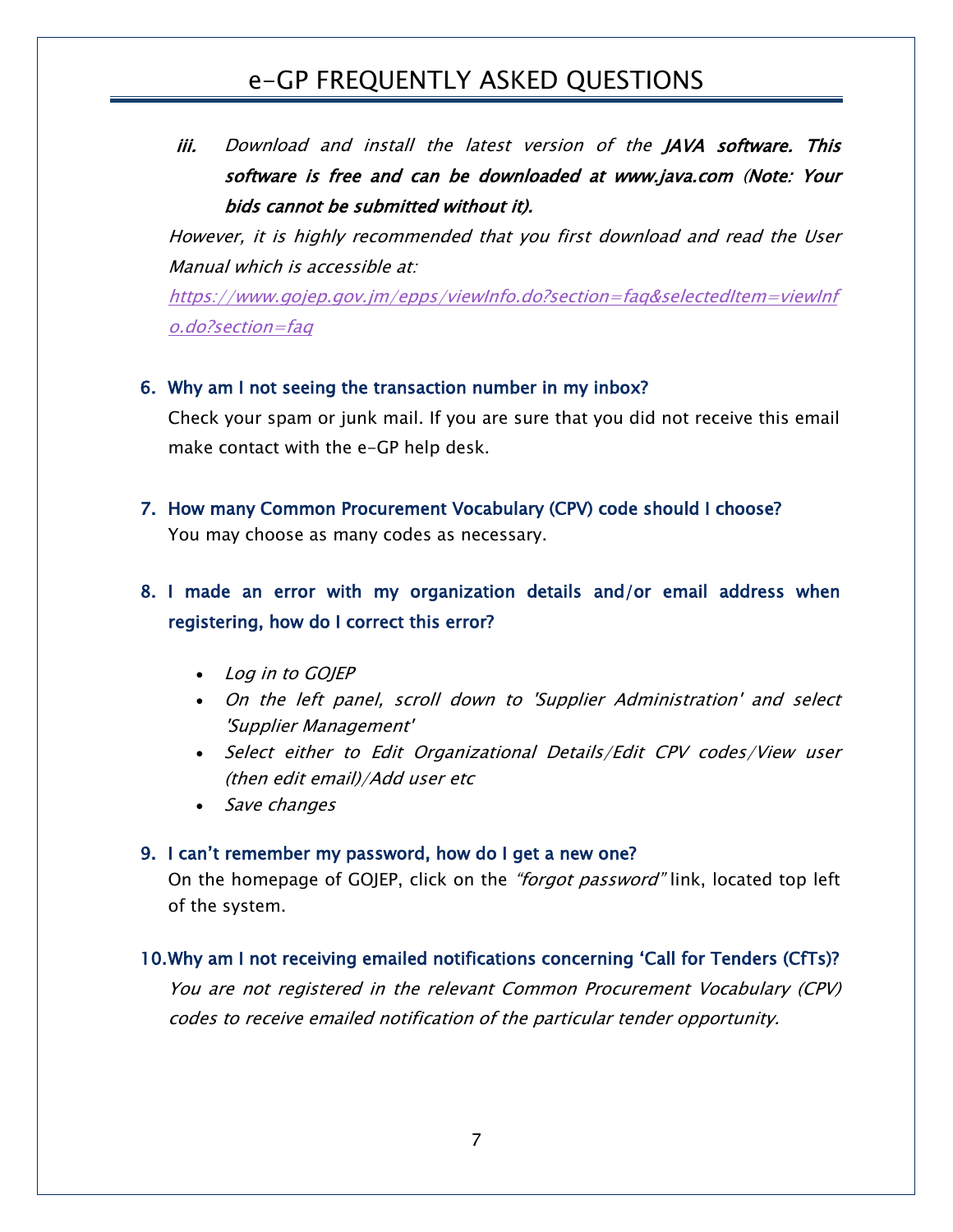iii. *Download and install the latest version of the **JAVA software. This software is free and can be downloaded at www.java.com (Note: Your bids cannot be submitted without it).***

*However, it is highly recommended that you first download and read the User Manual which is accessible at:*

*[https://www.gojep.gov.jm/epps/viewInfo.do?section=faq&selectedItem=viewInfo.do?section=faq](https://www.gojep.gov.jm/epps/viewInfo.do?section=faq&selectedItem=viewInfo.do?section=faq)*

### 6. Why am I not seeing the transaction number in my inbox?

Check your spam or junk mail. If you are sure that you did not receive this email make contact with the e-GP help desk.

### 7. How many Common Procurement Vocabulary (CPV) code should I choose?

You may choose as many codes as necessary.

### 8. I made an error with my organization details and/or email address when registering, how do I correct this error?

- *Log in to GOJEP*
- *On the left panel, scroll down to 'Supplier Administration' and select 'Supplier Management'*
- *Select either to Edit Organizational Details/Edit CPV codes/View user (then edit email)/Add user etc*
- *Save changes*

### 9. I can't remember my password, how do I get a new one?

On the homepage of GOJEP, click on the *"forgot password"* link, located top left of the system.

### 10. Why am I not receiving emailed notifications concerning 'Call for Tenders (CfTs)?

*You are not registered in the relevant Common Procurement Vocabulary (CPV) codes to receive emailed notification of the particular tender opportunity.*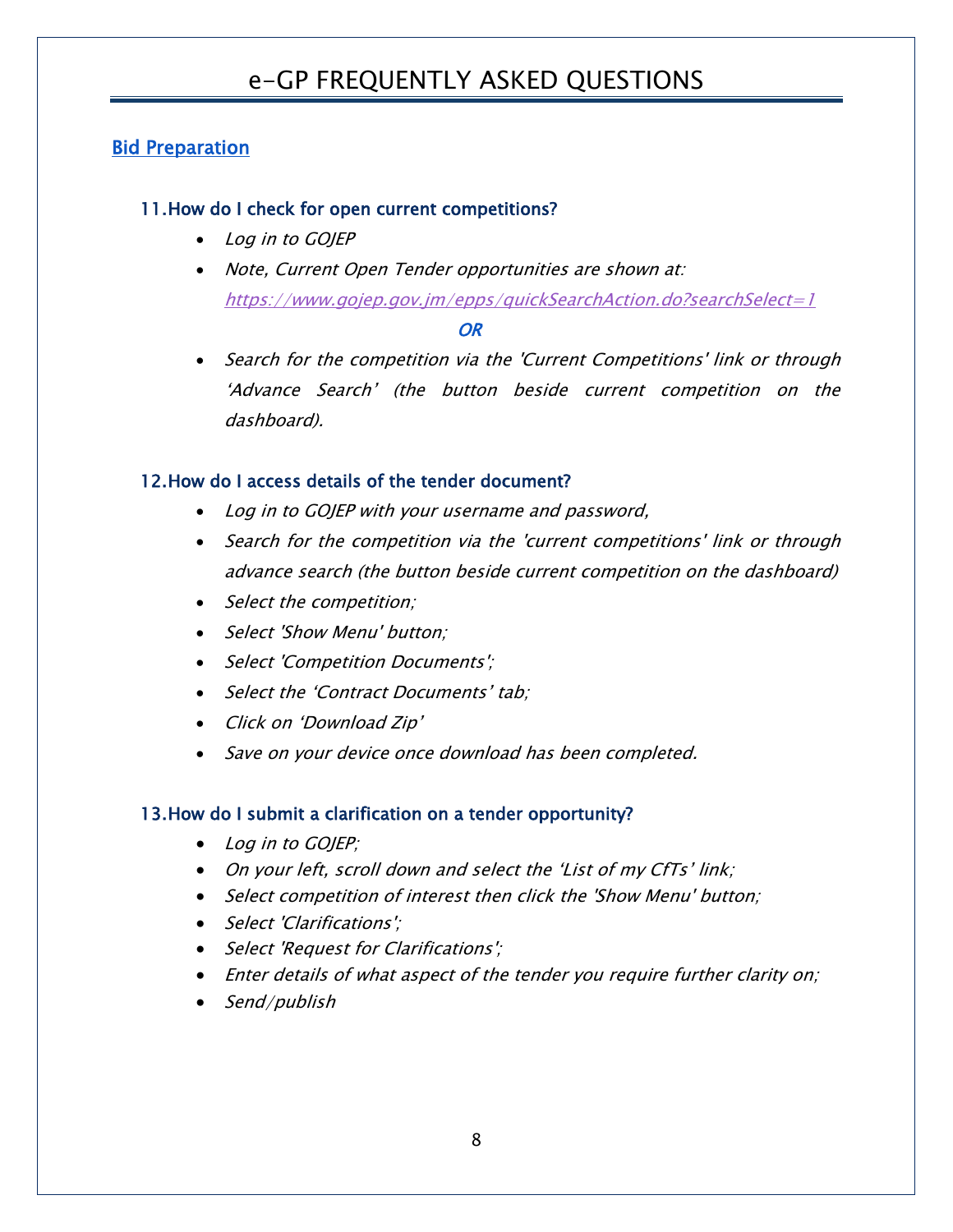# e-GP FREQUENTLY ASKED QUESTIONS

## Bid Preparation

### 11. How do I check for open current competitions?

- *Log in to GOJEP*
- *Note, Current Open Tender opportunities are shown at:* *https://www.gojep.gov.jm/epps/quickSearchAction.do?searchSelect=1*

*OR*

- *Search for the competition via the 'Current Competitions' link or through 'Advance Search' (the button beside current competition on the dashboard).*

### 12. How do I access details of the tender document?

- *Log in to GOJEP with your username and password,*
- *Search for the competition via the 'current competitions' link or through advance search (the button beside current competition on the dashboard)*
- *Select the competition;*
- *Select 'Show Menu' button;*
- *Select 'Competition Documents';*
- *Select the 'Contract Documents' tab;*
- *Click on 'Download Zip'*
- *Save on your device once download has been completed.*

### 13. How do I submit a clarification on a tender opportunity?

- *Log in to GOJEP;*
- *On your left, scroll down and select the 'List of my CfTs' link;*
- *Select competition of interest then click the 'Show Menu' button;*
- *Select 'Clarifications';*
- *Select 'Request for Clarifications';*
- *Enter details of what aspect of the tender you require further clarity on;*
- *Send/publish*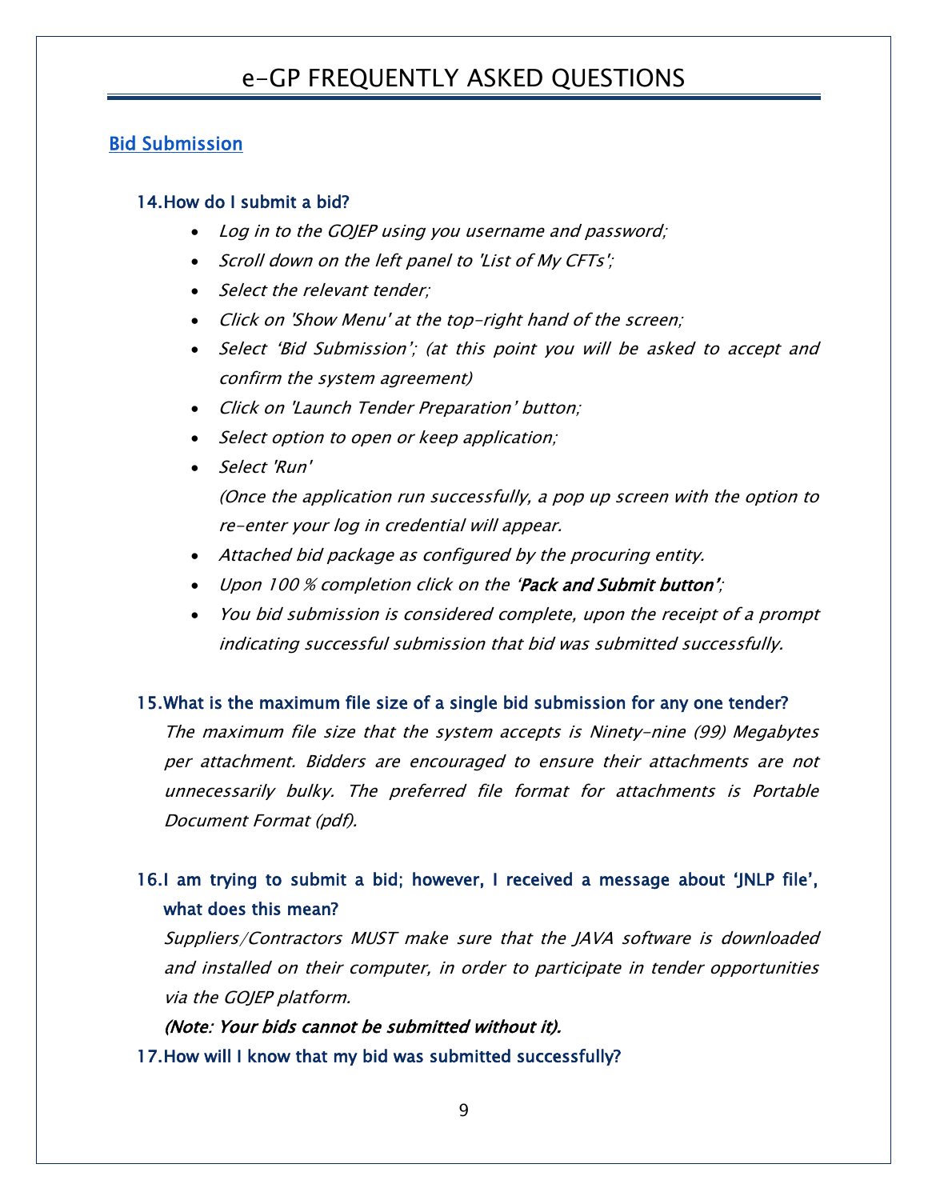# e-GP FREQUENTLY ASKED QUESTIONS

## Bid Submission

### 14. How do I submit a bid?

- *Log in to the GOJEP using you username and password;*
- *Scroll down on the left panel to 'List of My CFTs';*
- *Select the relevant tender;*
- *Click on 'Show Menu' at the top-right hand of the screen;*
- *Select 'Bid Submission'; (at this point you will be asked to accept and confirm the system agreement)*
- *Click on 'Launch Tender Preparation' button;*
- *Select option to open or keep application;*
- *Select 'Run'*

  *(Once the application run successfully, a pop up screen with the option to re-enter your log in credential will appear.*
- *Attached bid package as configured by the procuring entity.*
- *Upon 100 % completion click on the '**Pack and Submit button'**;*
- *You bid submission is considered complete, upon the receipt of a prompt indicating successful submission that bid was submitted successfully.*

### 15. What is the maximum file size of a single bid submission for any one tender?

*The maximum file size that the system accepts is Ninety-nine (99) Megabytes per attachment. Bidders are encouraged to ensure their attachments are not unnecessarily bulky. The preferred file format for attachments is Portable Document Format (pdf).*

### 16. I am trying to submit a bid; however, I received a message about 'JNLP file', what does this mean?

*Suppliers/Contractors MUST make sure that the JAVA software is downloaded and installed on their computer, in order to participate in tender opportunities via the GOJEP platform.*

***(Note: Your bids cannot be submitted without it).***

### 17. How will I know that my bid was submitted successfully?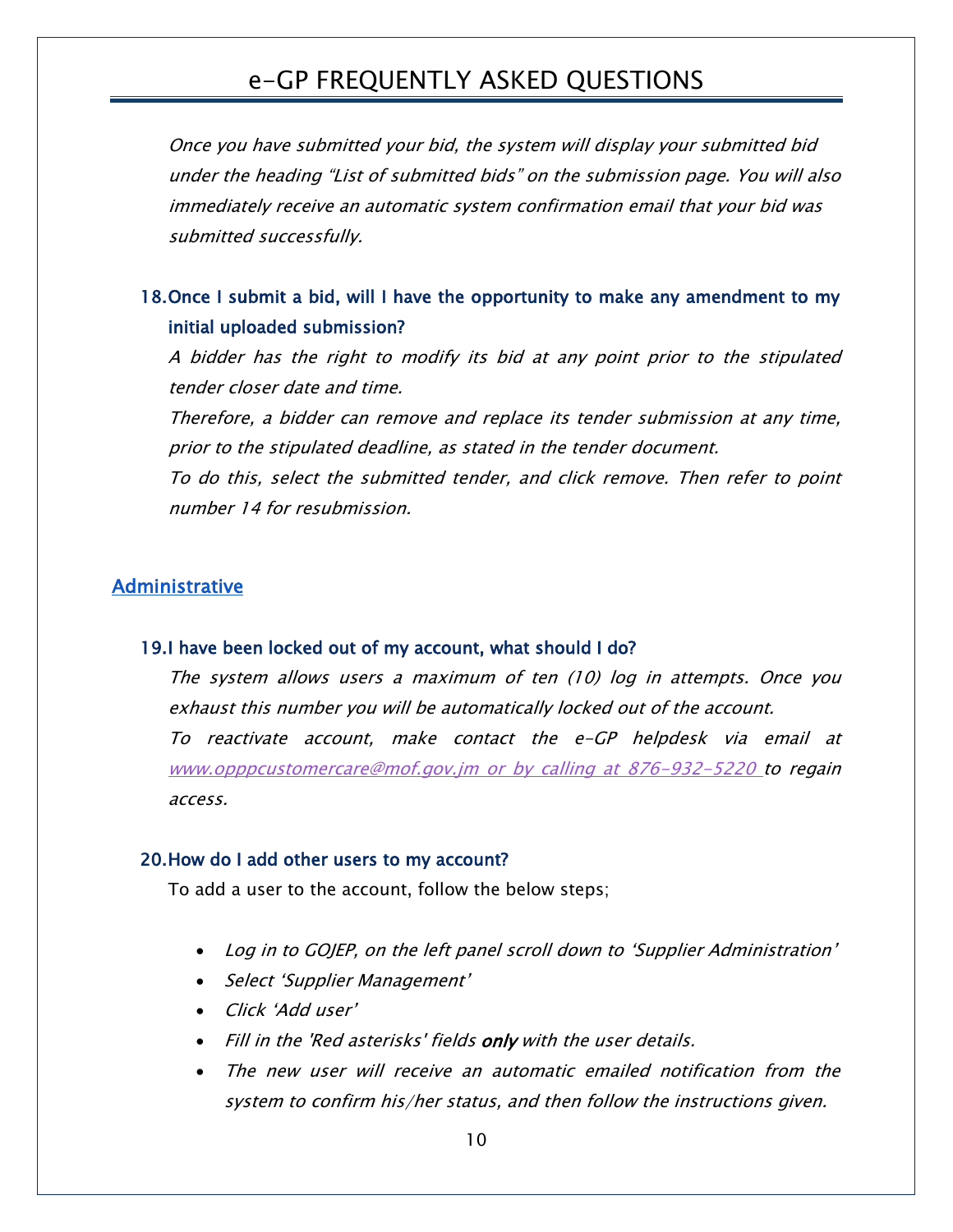*Once you have submitted your bid, the system will display your submitted bid under the heading "List of submitted bids" on the submission page. You will also immediately receive an automatic system confirmation email that your bid was submitted successfully.*

### 18. Once I submit a bid, will I have the opportunity to make any amendment to my initial uploaded submission?

*A bidder has the right to modify its bid at any point prior to the stipulated tender closer date and time.*

*Therefore, a bidder can remove and replace its tender submission at any time, prior to the stipulated deadline, as stated in the tender document.*

*To do this, select the submitted tender, and click remove. Then refer to point number 14 for resubmission.*

## Administrative

### 19. I have been locked out of my account, what should I do?

*The system allows users a maximum of ten (10) log in attempts. Once you exhaust this number you will be automatically locked out of the account.*

*To reactivate account, make contact the e-GP helpdesk via email at www.opppcustomercare@mof.gov.jm or by calling at 876-932-5220 to regain access.*

### 20. How do I add other users to my account?

To add a user to the account, follow the below steps;

- *Log in to GOJEP, on the left panel scroll down to 'Supplier Administration'*
- *Select 'Supplier Management'*
- *Click 'Add user'*
- *Fill in the 'Red asterisks' fields **only** with the user details.*
- *The new user will receive an automatic emailed notification from the system to confirm his/her status, and then follow the instructions given.*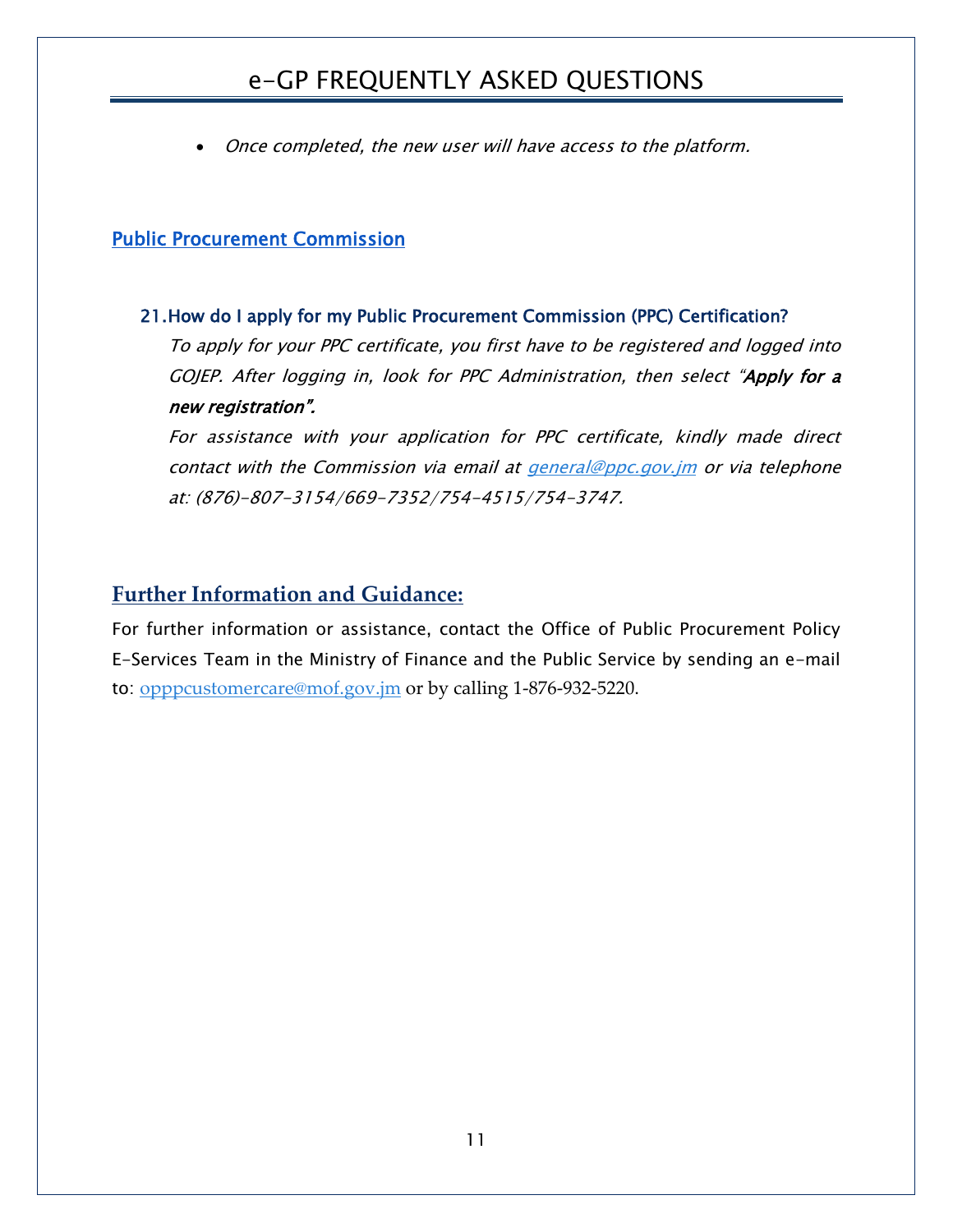- *Once completed, the new user will have access to the platform.*

## Public Procurement Commission

### 21. How do I apply for my Public Procurement Commission (PPC) Certification?

*To apply for your PPC certificate, you first have to be registered and logged into GOJEP. After logging in, look for PPC Administration, then select "**Apply for a new registration**".*

*For assistance with your application for PPC certificate, kindly made direct contact with the Commission via email at general@ppc.gov.jm or via telephone at: (876)-807-3154/669-7352/754-4515/754-3747.*

## Further Information and Guidance:

For further information or assistance, contact the Office of Public Procurement Policy E-Services Team in the Ministry of Finance and the Public Service by sending an e-mail to: opppcustomercare@mof.gov.jm or by calling 1-876-932-5220.